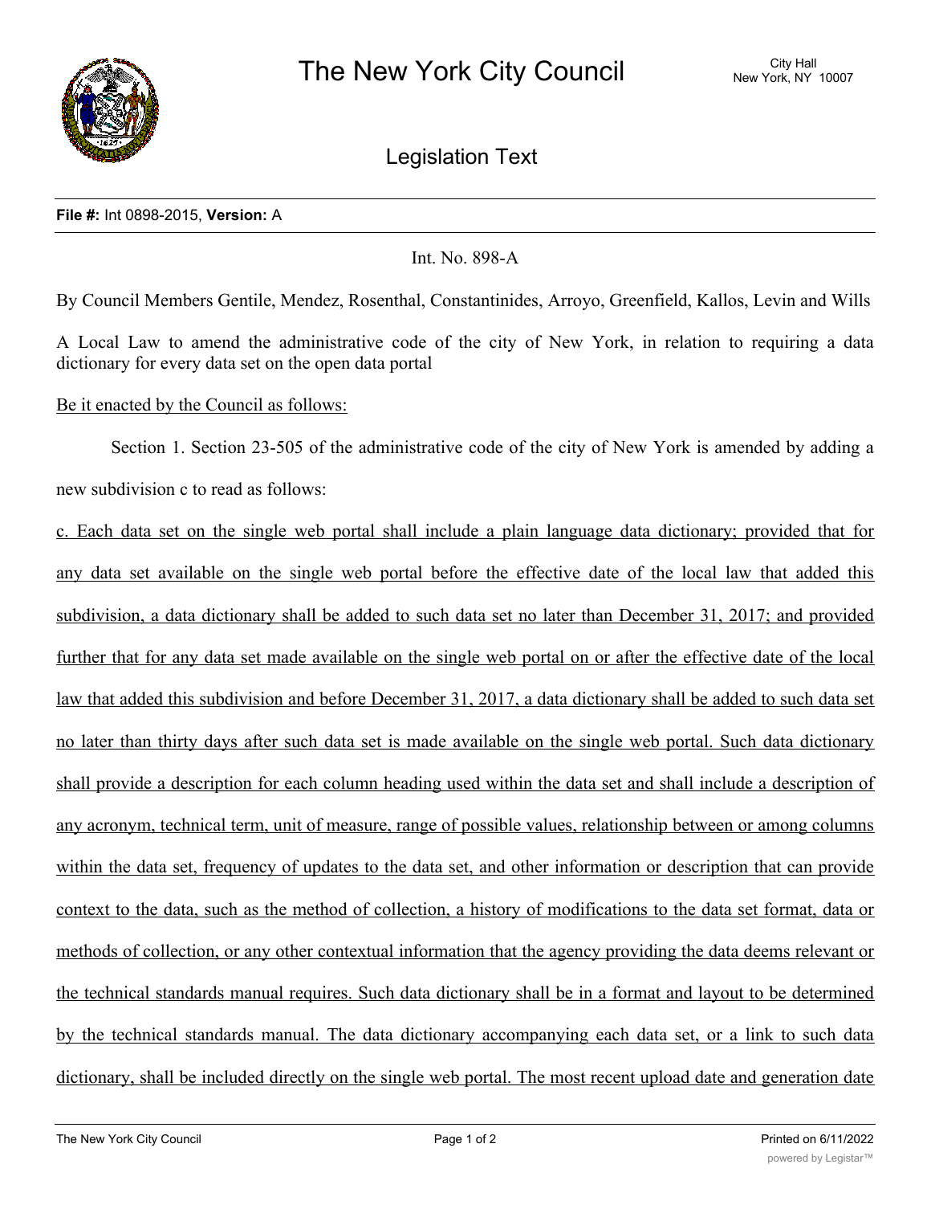# The New York City Council

City Hall
New York, NY 10007

## Legislation Text

**File #:** Int 0898-2015, **Version:** A

Int. No. 898-A

By Council Members Gentile, Mendez, Rosenthal, Constantinides, Arroyo, Greenfield, Kallos, Levin and Wills

A Local Law to amend the administrative code of the city of New York, in relation to requiring a data dictionary for every data set on the open data portal

Be it enacted by the Council as follows:

Section 1. Section 23-505 of the administrative code of the city of New York is amended by adding a new subdivision c to read as follows:

c. Each data set on the single web portal shall include a plain language data dictionary; provided that for any data set available on the single web portal before the effective date of the local law that added this subdivision, a data dictionary shall be added to such data set no later than December 31, 2017; and provided further that for any data set made available on the single web portal on or after the effective date of the local law that added this subdivision and before December 31, 2017, a data dictionary shall be added to such data set no later than thirty days after such data set is made available on the single web portal. Such data dictionary shall provide a description for each column heading used within the data set and shall include a description of any acronym, technical term, unit of measure, range of possible values, relationship between or among columns within the data set, frequency of updates to the data set, and other information or description that can provide context to the data, such as the method of collection, a history of modifications to the data set format, data or methods of collection, or any other contextual information that the agency providing the data deems relevant or the technical standards manual requires. Such data dictionary shall be in a format and layout to be determined by the technical standards manual. The data dictionary accompanying each data set, or a link to such data dictionary, shall be included directly on the single web portal. The most recent upload date and generation date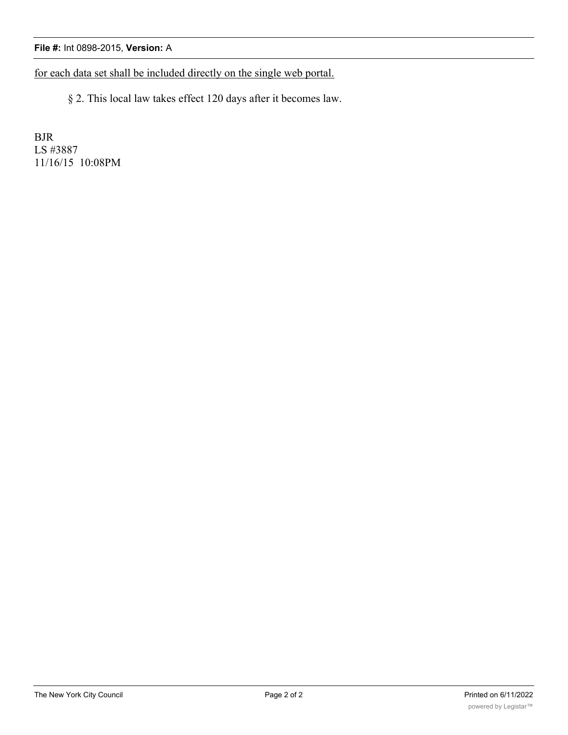<u>for each data set shall be included directly on the single web portal.</u>

§ 2. This local law takes effect 120 days after it becomes law.

BJR
LS #3887
11/16/15 10:08PM